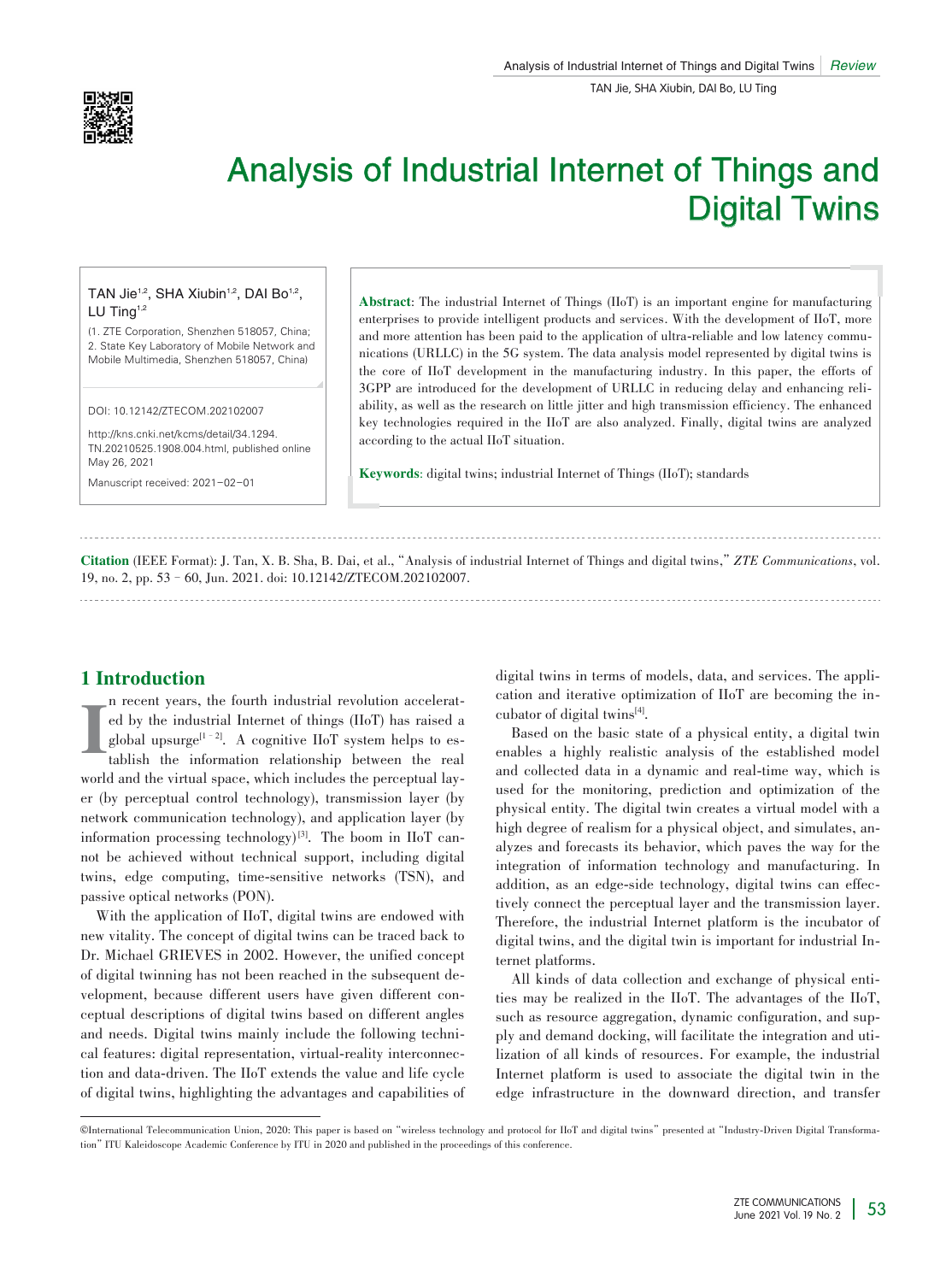# Analysis of Industrial Internet of Things and Digital Twins

TAN Jie[1,2], SHA Xiubin[1,2], DAI Bo[1,2], LU Ting[1,2]

(1. ZTE Corporation, Shenzhen 518057, China;
2. State Key Laboratory of Mobile Network and Mobile Multimedia, Shenzhen 518057, China)

DOI: 10.12142/ZTECOM.202102007

http://kns.cnki.net/kcms/detail/34.1294.TN.20210525.1908.004.html, published online May 26, 2021

Manuscript received: 2021-02-01

**Abstract**: The industrial Internet of Things (IIoT) is an important engine for manufacturing enterprises to provide intelligent products and services. With the development of IIoT, more and more attention has been paid to the application of ultra-reliable and low latency communications (URLLC) in the 5G system. The data analysis model represented by digital twins is the core of IIoT development in the manufacturing industry. In this paper, the efforts of 3GPP are introduced for the development of URLLC in reducing delay and enhancing reliability, as well as the research on little jitter and high transmission efficiency. The enhanced key technologies required in the IIoT are also analyzed. Finally, digital twins are analyzed according to the actual IIoT situation.

**Keywords**: digital twins; industrial Internet of Things (IIoT); standards

**Citation** (IEEE Format): J. Tan, X. B. Sha, B. Dai, et al., "Analysis of industrial Internet of Things and digital twins," *ZTE Communications*, vol. 19, no. 2, pp. 53–60, Jun. 2021. doi: 10.12142/ZTECOM.202102007.

## 1 Introduction

In recent years, the fourth industrial revolution accelerated by the industrial Internet of things (IIoT) has raised a global upsurge[1–2]. A cognitive IIoT system helps to establish the information relationship between the real world and the virtual space, which includes the perceptual layer (by perceptual control technology), transmission layer (by network communication technology), and application layer (by information processing technology)[3]. The boom in IIoT cannot be achieved without technical support, including digital twins, edge computing, time-sensitive networks (TSN), and passive optical networks (PON).

With the application of IIoT, digital twins are endowed with new vitality. The concept of digital twins can be traced back to Dr. Michael GRIEVES in 2002. However, the unified concept of digital twinning has not been reached in the subsequent development, because different users have given different conceptual descriptions of digital twins based on different angles and needs. Digital twins mainly include the following technical features: digital representation, virtual-reality interconnection and data-driven. The IIoT extends the value and life cycle of digital twins, highlighting the advantages and capabilities of digital twins in terms of models, data, and services. The application and iterative optimization of IIoT are becoming the incubator of digital twins[4].

Based on the basic state of a physical entity, a digital twin enables a highly realistic analysis of the established model and collected data in a dynamic and real-time way, which is used for the monitoring, prediction and optimization of the physical entity. The digital twin creates a virtual model with a high degree of realism for a physical object, and simulates, analyzes and forecasts its behavior, which paves the way for the integration of information technology and manufacturing. In addition, as an edge-side technology, digital twins can effectively connect the perceptual layer and the transmission layer. Therefore, the industrial Internet platform is the incubator of digital twins, and the digital twin is important for industrial Internet platforms.

All kinds of data collection and exchange of physical entities may be realized in the IIoT. The advantages of the IIoT, such as resource aggregation, dynamic configuration, and supply and demand docking, will facilitate the integration and utilization of all kinds of resources. For example, the industrial Internet platform is used to associate the digital twin in the edge infrastructure in the downward direction, and transfer

©International Telecommunication Union, 2020: This paper is based on "wireless technology and protocol for IIoT and digital twins" presented at "Industry-Driven Digital Transformation" ITU Kaleidoscope Academic Conference by ITU in 2020 and published in the proceedings of this conference.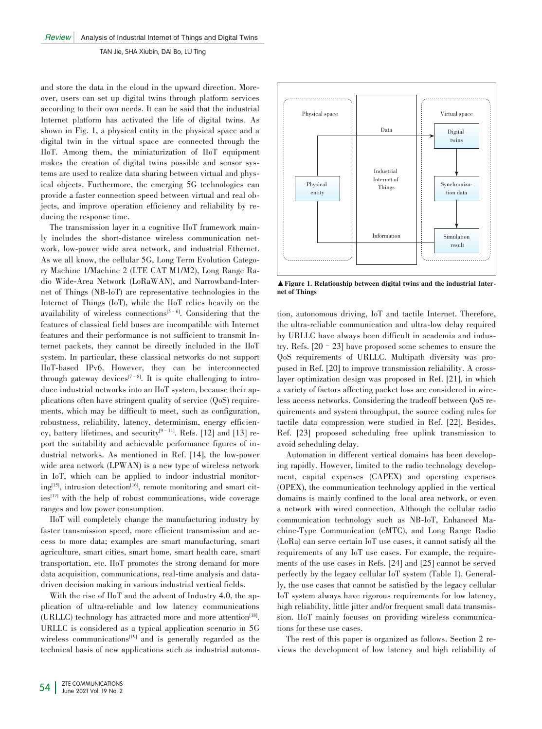and store the data in the cloud in the upward direction. Moreover, users can set up digital twins through platform services according to their own needs. It can be said that the industrial Internet platform has activated the life of digital twins. As shown in Fig. 1, a physical entity in the physical space and a digital twin in the virtual space are connected through the IIoT. Among them, the miniaturization of IIoT equipment makes the creation of digital twins possible and sensor systems are used to realize data sharing between virtual and physical objects. Furthermore, the emerging 5G technologies can provide a faster connection speed between virtual and real objects, and improve operation efficiency and reliability by reducing the response time.

The transmission layer in a cognitive IIoT framework mainly includes the short-distance wireless communication network, low-power wide area network, and industrial Ethernet. As we all know, the cellular 5G, Long Term Evolution Category Machine 1/Machine 2 (LTE CAT M1/M2), Long Range Radio Wide-Area Network (LoRaWAN), and Narrowband-Internet of Things (NB-IoT) are representative technologies in the Internet of Things (IoT), while the IIoT relies heavily on the availability of wireless connections[5–6]. Considering that the features of classical field buses are incompatible with Internet features and their performance is not sufficient to transmit Internet packets, they cannot be directly included in the IIoT system. In particular, these classical networks do not support IIoT-based IPv6. However, they can be interconnected through gateway devices[7–8]. It is quite challenging to introduce industrial networks into an IIoT system, because their applications often have stringent quality of service (QoS) requirements, which may be difficult to meet, such as configuration, robustness, reliability, latency, determinism, energy efficiency, battery lifetimes, and security[9–11]. Refs. [12] and [13] report the suitability and achievable performance figures of industrial networks. As mentioned in Ref. [14], the low-power wide area network (LPWAN) is a new type of wireless network in IoT, which can be applied to indoor industrial monitoring[15], intrusion detection[16], remote monitoring and smart cities[17] with the help of robust communications, wide coverage ranges and low power consumption.

IIoT will completely change the manufacturing industry by faster transmission speed, more efficient transmission and access to more data; examples are smart manufacturing, smart agriculture, smart cities, smart home, smart health care, smart transportation, etc. IIoT promotes the strong demand for more data acquisition, communications, real-time analysis and data-driven decision making in various industrial vertical fields.

With the rise of IIoT and the advent of Industry 4.0, the application of ultra-reliable and low latency communications (URLLC) technology has attracted more and more attention[18]. URLLC is considered as a typical application scenario in 5G wireless communications[19] and is generally regarded as the technical basis of new applications such as industrial automation, autonomous driving, IoT and tactile Internet. Therefore, the ultra-reliable communication and ultra-low delay required by URLLC have always been difficult in academia and industry. Refs. [20–23] have proposed some schemes to ensure the QoS requirements of URLLC. Multipath diversity was proposed in Ref. [20] to improve transmission reliability. A cross-layer optimization design was proposed in Ref. [21], in which a variety of factors affecting packet loss are considered in wireless access networks. Considering the tradeoff between QoS requirements and system throughput, the source coding rules for tactile data compression were studied in Ref. [22]. Besides, Ref. [23] proposed scheduling free uplink transmission to avoid scheduling delay.

▲**Figure 1. Relationship between digital twins and the industrial Internet of Things**

Automation in different vertical domains has been developing rapidly. However, limited to the radio technology development, capital expenses (CAPEX) and operating expenses (OPEX), the communication technology applied in the vertical domains is mainly confined to the local area network, or even a network with wired connection. Although the cellular radio communication technology such as NB-IoT, Enhanced Machine-Type Communication (eMTC), and Long Range Radio (LoRa) can serve certain IoT use cases, it cannot satisfy all the requirements of any IoT use cases. For example, the requirements of the use cases in Refs. [24] and [25] cannot be served perfectly by the legacy cellular IoT system (Table 1). Generally, the use cases that cannot be satisfied by the legacy cellular IoT system always have rigorous requirements for low latency, high reliability, little jitter and/or frequent small data transmission. IIoT mainly focuses on providing wireless communications for these use cases.

The rest of this paper is organized as follows. Section 2 reviews the development of low latency and high reliability of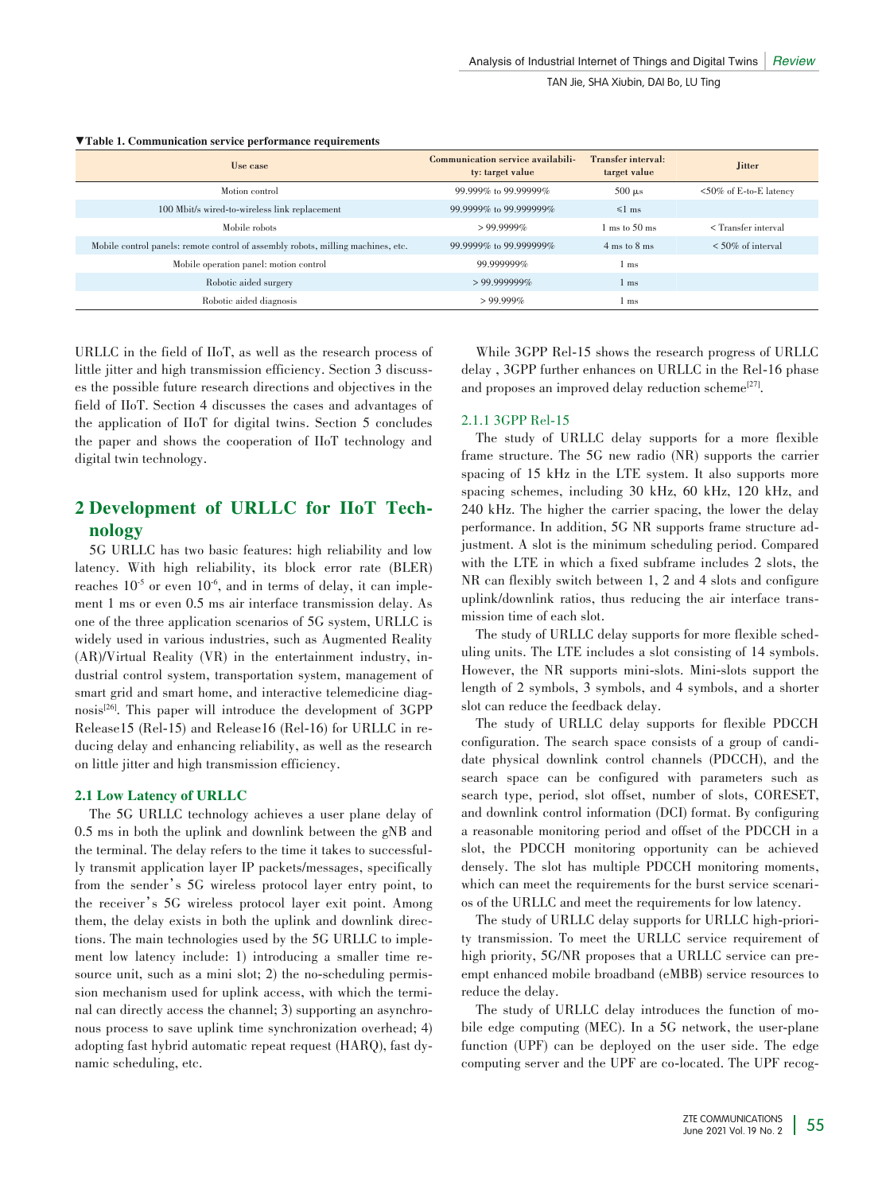▼**Table 1. Communication service performance requirements**

| Use case | Communication service availability: target value | Transfer interval: target value | Jitter |
|---|---|---|---|
| Motion control | 99.999% to 99.99999% | 500 μs | <50% of E-to-E latency |
| 100 Mbit/s wired-to-wireless link replacement | 99.9999% to 99.999999% | ≤1 ms | |
| Mobile robots | > 99.9999% | 1 ms to 50 ms | < Transfer interval |
| Mobile control panels: remote control of assembly robots, milling machines, etc. | 99.9999% to 99.999999% | 4 ms to 8 ms | < 50% of interval |
| Mobile operation panel: motion control | 99.999999% | 1 ms | |
| Robotic aided surgery | > 99.999999% | 1 ms | |
| Robotic aided diagnosis | > 99.999% | 1 ms | |

URLLC in the field of IIoT, as well as the research process of little jitter and high transmission efficiency. Section 3 discusses the possible future research directions and objectives in the field of IIoT. Section 4 discusses the cases and advantages of the application of IIoT for digital twins. Section 5 concludes the paper and shows the cooperation of IIoT technology and digital twin technology.

## 2 Development of URLLC for IIoT Technology

5G URLLC has two basic features: high reliability and low latency. With high reliability, its block error rate (BLER) reaches $10^{-5}$ or even $10^{-6}$, and in terms of delay, it can implement 1 ms or even 0.5 ms air interface transmission delay. As one of the three application scenarios of 5G system, URLLC is widely used in various industries, such as Augmented Reality (AR)/Virtual Reality (VR) in the entertainment industry, industrial control system, transportation system, management of smart grid and smart home, and interactive telemedicine diagnosis[26]. This paper will introduce the development of 3GPP Release15 (Rel-15) and Release16 (Rel-16) for URLLC in reducing delay and enhancing reliability, as well as the research on little jitter and high transmission efficiency.

### 2.1 Low Latency of URLLC

The 5G URLLC technology achieves a user plane delay of 0.5 ms in both the uplink and downlink between the gNB and the terminal. The delay refers to the time it takes to successfully transmit application layer IP packets/messages, specifically from the sender's 5G wireless protocol layer entry point, to the receiver's 5G wireless protocol layer exit point. Among them, the delay exists in both the uplink and downlink directions. The main technologies used by the 5G URLLC to implement low latency include: 1) introducing a smaller time resource unit, such as a mini slot; 2) the no-scheduling permission mechanism used for uplink access, with which the terminal can directly access the channel; 3) supporting an asynchronous process to save uplink time synchronization overhead; 4) adopting fast hybrid automatic repeat request (HARQ), fast dynamic scheduling, etc.

While 3GPP Rel-15 shows the research progress of URLLC delay , 3GPP further enhances on URLLC in the Rel-16 phase and proposes an improved delay reduction scheme[27].

#### 2.1.1 3GPP Rel-15

The study of URLLC delay supports for a more flexible frame structure. The 5G new radio (NR) supports the carrier spacing of 15 kHz in the LTE system. It also supports more spacing schemes, including 30 kHz, 60 kHz, 120 kHz, and 240 kHz. The higher the carrier spacing, the lower the delay performance. In addition, 5G NR supports frame structure adjustment. A slot is the minimum scheduling period. Compared with the LTE in which a fixed subframe includes 2 slots, the NR can flexibly switch between 1, 2 and 4 slots and configure uplink/downlink ratios, thus reducing the air interface transmission time of each slot.

The study of URLLC delay supports for more flexible scheduling units. The LTE includes a slot consisting of 14 symbols. However, the NR supports mini-slots. Mini-slots support the length of 2 symbols, 3 symbols, and 4 symbols, and a shorter slot can reduce the feedback delay.

The study of URLLC delay supports for flexible PDCCH configuration. The search space consists of a group of candidate physical downlink control channels (PDCCH), and the search space can be configured with parameters such as search type, period, slot offset, number of slots, CORESET, and downlink control information (DCI) format. By configuring a reasonable monitoring period and offset of the PDCCH in a slot, the PDCCH monitoring opportunity can be achieved densely. The slot has multiple PDCCH monitoring moments, which can meet the requirements for the burst service scenarios of the URLLC and meet the requirements for low latency.

The study of URLLC delay supports for URLLC high-priority transmission. To meet the URLLC service requirement of high priority, 5G/NR proposes that a URLLC service can preempt enhanced mobile broadband (eMBB) service resources to reduce the delay.

The study of URLLC delay introduces the function of mobile edge computing (MEC). In a 5G network, the user-plane function (UPF) can be deployed on the user side. The edge computing server and the UPF are co-located. The UPF recog-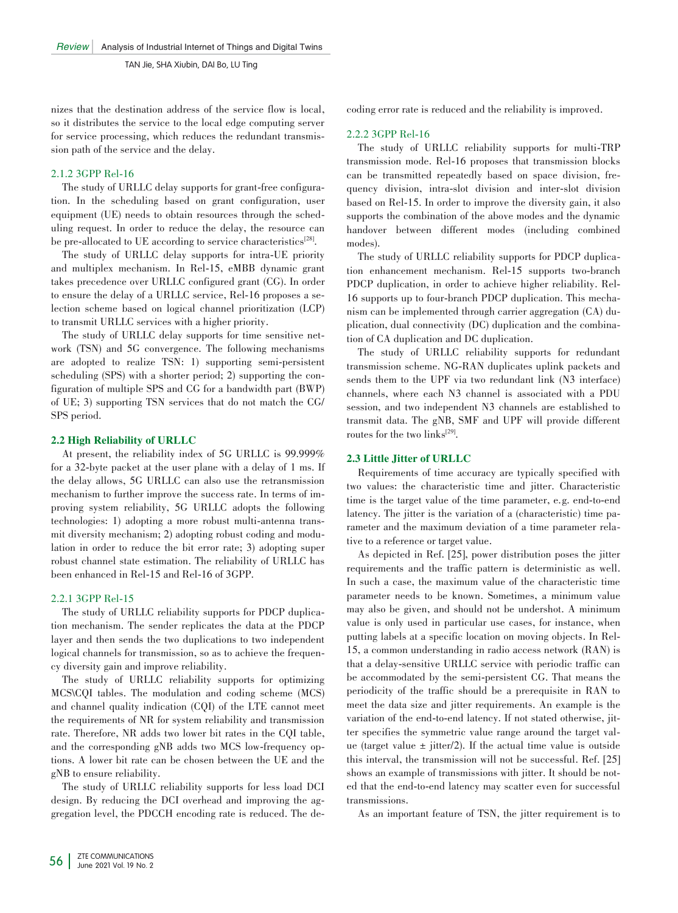nizes that the destination address of the service flow is local, so it distributes the service to the local edge computing server for service processing, which reduces the redundant transmission path of the service and the delay.

#### 2.1.2 3GPP Rel-16

The study of URLLC delay supports for grant-free configuration. In the scheduling based on grant configuration, user equipment (UE) needs to obtain resources through the scheduling request. In order to reduce the delay, the resource can be pre-allocated to UE according to service characteristics[28].

The study of URLLC delay supports for intra-UE priority and multiplex mechanism. In Rel-15, eMBB dynamic grant takes precedence over URLLC configured grant (CG). In order to ensure the delay of a URLLC service, Rel-16 proposes a selection scheme based on logical channel prioritization (LCP) to transmit URLLC services with a higher priority.

The study of URLLC delay supports for time sensitive network (TSN) and 5G convergence. The following mechanisms are adopted to realize TSN: 1) supporting semi-persistent scheduling (SPS) with a shorter period; 2) supporting the configuration of multiple SPS and CG for a bandwidth part (BWP) of UE; 3) supporting TSN services that do not match the CG/SPS period.

### 2.2 High Reliability of URLLC

At present, the reliability index of 5G URLLC is 99.999% for a 32-byte packet at the user plane with a delay of 1 ms. If the delay allows, 5G URLLC can also use the retransmission mechanism to further improve the success rate. In terms of improving system reliability, 5G URLLC adopts the following technologies: 1) adopting a more robust multi-antenna transmit diversity mechanism; 2) adopting robust coding and modulation in order to reduce the bit error rate; 3) adopting super robust channel state estimation. The reliability of URLLC has been enhanced in Rel-15 and Rel-16 of 3GPP.

#### 2.2.1 3GPP Rel-15

The study of URLLC reliability supports for PDCP duplication mechanism. The sender replicates the data at the PDCP layer and then sends the two duplications to two independent logical channels for transmission, so as to achieve the frequency diversity gain and improve reliability.

The study of URLLC reliability supports for optimizing MCS\CQI tables. The modulation and coding scheme (MCS) and channel quality indication (CQI) of the LTE cannot meet the requirements of NR for system reliability and transmission rate. Therefore, NR adds two lower bit rates in the CQI table, and the corresponding gNB adds two MCS low-frequency options. A lower bit rate can be chosen between the UE and the gNB to ensure reliability.

The study of URLLC reliability supports for less load DCI design. By reducing the DCI overhead and improving the aggregation level, the PDCCH encoding rate is reduced. The decoding error rate is reduced and the reliability is improved.

#### 2.2.2 3GPP Rel-16

The study of URLLC reliability supports for multi-TRP transmission mode. Rel-16 proposes that transmission blocks can be transmitted repeatedly based on space division, frequency division, intra-slot division and inter-slot division based on Rel-15. In order to improve the diversity gain, it also supports the combination of the above modes and the dynamic handover between different modes (including combined modes).

The study of URLLC reliability supports for PDCP duplication enhancement mechanism. Rel-15 supports two-branch PDCP duplication, in order to achieve higher reliability. Rel-16 supports up to four-branch PDCP duplication. This mechanism can be implemented through carrier aggregation (CA) duplication, dual connectivity (DC) duplication and the combination of CA duplication and DC duplication.

The study of URLLC reliability supports for redundant transmission scheme. NG-RAN duplicates uplink packets and sends them to the UPF via two redundant link (N3 interface) channels, where each N3 channel is associated with a PDU session, and two independent N3 channels are established to transmit data. The gNB, SMF and UPF will provide different routes for the two links[29].

### 2.3 Little Jitter of URLLC

Requirements of time accuracy are typically specified with two values: the characteristic time and jitter. Characteristic time is the target value of the time parameter, e.g. end-to-end latency. The jitter is the variation of a (characteristic) time parameter and the maximum deviation of a time parameter relative to a reference or target value.

As depicted in Ref. [25], power distribution poses the jitter requirements and the traffic pattern is deterministic as well. In such a case, the maximum value of the characteristic time parameter needs to be known. Sometimes, a minimum value may also be given, and should not be undershot. A minimum value is only used in particular use cases, for instance, when putting labels at a specific location on moving objects. In Rel-15, a common understanding in radio access network (RAN) is that a delay-sensitive URLLC service with periodic traffic can be accommodated by the semi-persistent CG. That means the periodicity of the traffic should be a prerequisite in RAN to meet the data size and jitter requirements. An example is the variation of the end-to-end latency. If not stated otherwise, jitter specifies the symmetric value range around the target value (target value ± jitter/2). If the actual time value is outside this interval, the transmission will not be successful. Ref. [25] shows an example of transmissions with jitter. It should be noted that the end-to-end latency may scatter even for successful transmissions.

As an important feature of TSN, the jitter requirement is to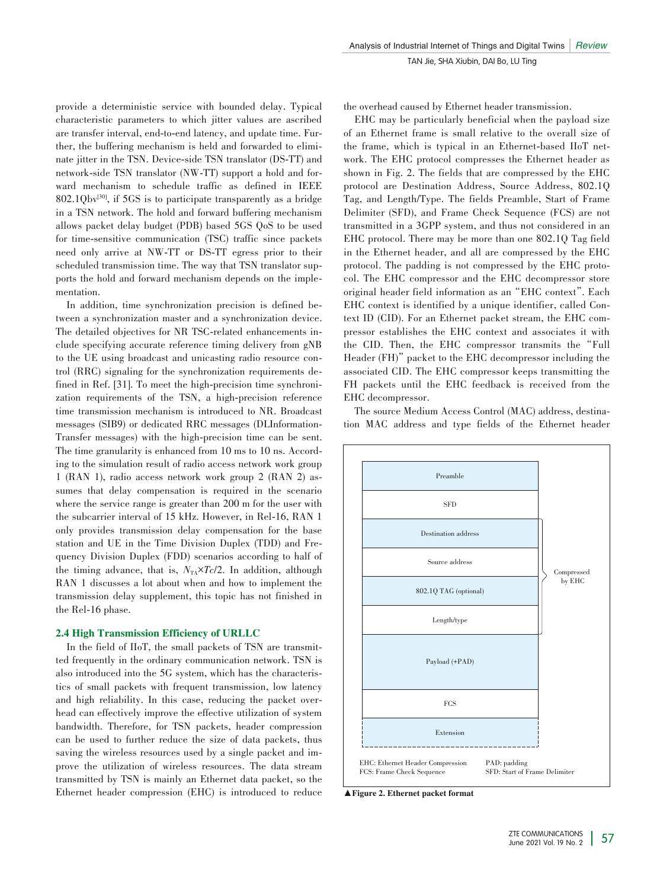provide a deterministic service with bounded delay. Typical characteristic parameters to which jitter values are ascribed are transfer interval, end-to-end latency, and update time. Further, the buffering mechanism is held and forwarded to eliminate jitter in the TSN. Device-side TSN translator (DS-TT) and network-side TSN translator (NW-TT) support a hold and forward mechanism to schedule traffic as defined in IEEE 802.1Qbv[30], if 5GS is to participate transparently as a bridge in a TSN network. The hold and forward buffering mechanism allows packet delay budget (PDB) based 5GS QoS to be used for time-sensitive communication (TSC) traffic since packets need only arrive at NW-TT or DS-TT egress prior to their scheduled transmission time. The way that TSN translator supports the hold and forward mechanism depends on the implementation.

In addition, time synchronization precision is defined between a synchronization master and a synchronization device. The detailed objectives for NR TSC-related enhancements include specifying accurate reference timing delivery from gNB to the UE using broadcast and unicasting radio resource control (RRC) signaling for the synchronization requirements defined in Ref. [31]. To meet the high-precision time synchronization requirements of the TSN, a high-precision reference time transmission mechanism is introduced to NR. Broadcast messages (SIB9) or dedicated RRC messages (DLInformationTransfer messages) with the high-precision time can be sent. The time granularity is enhanced from 10 ms to 10 ns. According to the simulation result of radio access network work group 1 (RAN 1), radio access network work group 2 (RAN 2) assumes that delay compensation is required in the scenario where the service range is greater than 200 m for the user with the subcarrier interval of 15 kHz. However, in Rel-16, RAN 1 only provides transmission delay compensation for the base station and UE in the Time Division Duplex (TDD) and Frequency Division Duplex (FDD) scenarios according to half of the timing advance, that is, $N_{TA}×Tc/2$. In addition, although RAN 1 discusses a lot about when and how to implement the transmission delay supplement, this topic has not finished in the Rel-16 phase.

### 2.4 High Transmission Efficiency of URLLC

In the field of IIoT, the small packets of TSN are transmitted frequently in the ordinary communication network. TSN is also introduced into the 5G system, which has the characteristics of small packets with frequent transmission, low latency and high reliability. In this case, reducing the packet overhead can effectively improve the effective utilization of system bandwidth. Therefore, for TSN packets, header compression can be used to further reduce the size of data packets, thus saving the wireless resources used by a single packet and improve the utilization of wireless resources. The data stream transmitted by TSN is mainly an Ethernet data packet, so the Ethernet header compression (EHC) is introduced to reduce the overhead caused by Ethernet header transmission.

EHC may be particularly beneficial when the payload size of an Ethernet frame is small relative to the overall size of the frame, which is typical in an Ethernet-based IIoT network. The EHC protocol compresses the Ethernet header as shown in Fig. 2. The fields that are compressed by the EHC protocol are Destination Address, Source Address, 802.1Q Tag, and Length/Type. The fields Preamble, Start of Frame Delimiter (SFD), and Frame Check Sequence (FCS) are not transmitted in a 3GPP system, and thus not considered in an EHC protocol. There may be more than one 802.1Q Tag field in the Ethernet header, and all are compressed by the EHC protocol. The padding is not compressed by the EHC protocol. The EHC compressor and the EHC decompressor store original header field information as an "EHC context". Each EHC context is identified by a unique identifier, called Context ID (CID). For an Ethernet packet stream, the EHC compressor establishes the EHC context and associates it with the CID. Then, the EHC compressor transmits the "Full Header (FH)" packet to the EHC decompressor including the associated CID. The EHC compressor keeps transmitting the FH packets until the EHC feedback is received from the EHC decompressor.

The source Medium Access Control (MAC) address, destination MAC address and type fields of the Ethernet header

| Field | |
|---|---|
| Preamble | |
| SFD | |
| Destination address | Compressed by EHC |
| Source address | Compressed by EHC |
| 802.1Q TAG (optional) | Compressed by EHC |
| Length/type | Compressed by EHC |
| Payload (+PAD) | |
| FCS | |
| Extension | |

EHC: Ethernet Header Compression
FCS: Frame Check Sequence
PAD: padding
SFD: Start of Frame Delimiter

▲Figure 2. Ethernet packet format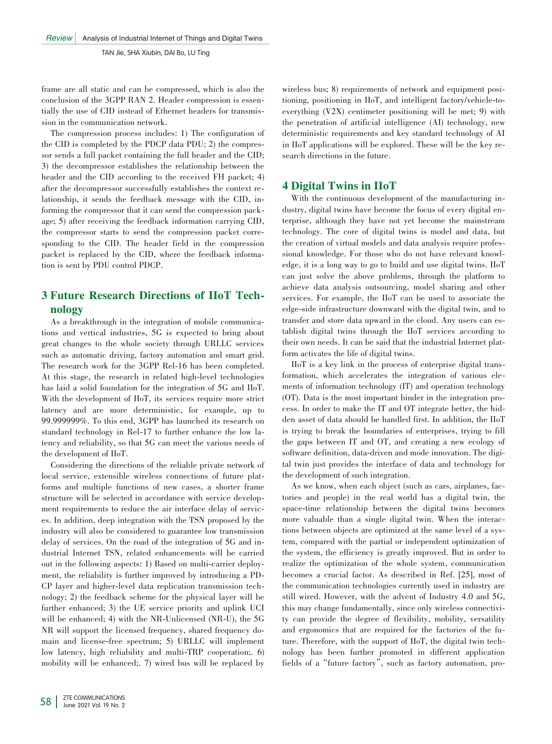frame are all static and can be compressed, which is also the conclusion of the 3GPP RAN 2. Header compression is essentially the use of CID instead of Ethernet headers for transmission in the communication network.

The compression process includes: 1) The configuration of the CID is completed by the PDCP data PDU; 2) the compressor sends a full packet containing the full header and the CID; 3) the decompressor establishes the relationship between the header and the CID according to the received FH packet; 4) after the decompressor successfully establishes the context relationship, it sends the feedback message with the CID, informing the compressor that it can send the compression package; 5) after receiving the feedback information carrying CID, the compressor starts to send the compression packet corresponding to the CID. The header field in the compression packet is replaced by the CID, where the feedback information is sent by PDU control PDCP.

## 3 Future Research Directions of IIoT Technology

As a breakthrough in the integration of mobile communications and vertical industries, 5G is expected to bring about great changes to the whole society through URLLC services such as automatic driving, factory automation and smart grid. The research work for the 3GPP Rel-16 has been completed. At this stage, the research in related high-level technologies has laid a solid foundation for the integration of 5G and IIoT. With the development of IIoT, its services require more strict latency and are more deterministic, for example, up to 99.999999%. To this end, 3GPP has launched its research on standard technology in Rel-17 to further enhance the low latency and reliability, so that 5G can meet the various needs of the development of IIoT.

Considering the directions of the reliable private network of local service, extensible wireless connections of future platforms and multiple functions of new cases, a shorter frame structure will be selected in accordance with service development requirements to reduce the air interface delay of services. In addition, deep integration with the TSN proposed by the industry will also be considered to guarantee low transmission delay of services. On the road of the integration of 5G and industrial Internet TSN, related enhancements will be carried out in the following aspects: 1) Based on multi-carrier deployment, the reliability is further improved by introducing a PDCP layer and higher-level data replication transmission technology; 2) the feedback scheme for the physical layer will be further enhanced; 3) the UE service priority and uplink UCI will be enhanced; 4) with the NR-Unlicensed (NR-U), the 5G NR will support the licensed frequency, shared frequency domain and license-free spectrum; 5) URLLC will implement low latency, high reliability and multi-TRP cooperation;. 6) mobility will be enhanced;. 7) wired bus will be replaced by wireless bus; 8) requirements of network and equipment positioning, positioning in IIoT, and intelligent factory/vehicle-to-everything (V2X) centimeter positioning will be met; 9) with the penetration of artificial intelligence (AI) technology, new deterministic requirements and key standard technology of AI in IIoT applications will be explored. These will be the key research directions in the future.

## 4 Digital Twins in IIoT

With the continuous development of the manufacturing industry, digital twins have become the focus of every digital enterprise, although they have not yet become the mainstream technology. The core of digital twins is model and data, but the creation of virtual models and data analysis require professional knowledge. For those who do not have relevant knowledge, it is a long way to go to build and use digital twins. IIoT can just solve the above problems, through the platform to achieve data analysis outsourcing, model sharing and other services. For example, the IIoT can be used to associate the edge-side infrastructure downward with the digital twin, and to transfer and store data upward in the cloud. Any users can establish digital twins through the IIoT services according to their own needs. It can be said that the industrial Internet platform activates the life of digital twins.

IIoT is a key link in the process of enterprise digital transformation, which accelerates the integration of various elements of information technology (IT) and operation technology (OT). Data is the most important binder in the integration process. In order to make the IT and OT integrate better, the hidden asset of data should be handled first. In addition, the IIoT is trying to break the boundaries of enterprises, trying to fill the gaps between IT and OT, and creating a new ecology of software definition, data-driven and mode innovation. The digital twin just provides the interface of data and technology for the development of such integration.

As we know, when each object (such as cars, airplanes, factories and people) in the real world has a digital twin, the space-time relationship between the digital twins becomes more valuable than a single digital twin. When the interactions between objects are optimized at the same level of a system, compared with the partial or independent optimization of the system, the efficiency is greatly improved. But in order to realize the optimization of the whole system, communication becomes a crucial factor. As described in Ref. [25], most of the communication technologies currently used in industry are still wired. However, with the advent of Industry 4.0 and 5G, this may change fundamentally, since only wireless connectivity can provide the degree of flexibility, mobility, versatility and ergonomics that are required for the factories of the future. Therefore, with the support of IIoT, the digital twin technology has been further promoted in different application fields of a "future factory", such as factory automation, pro-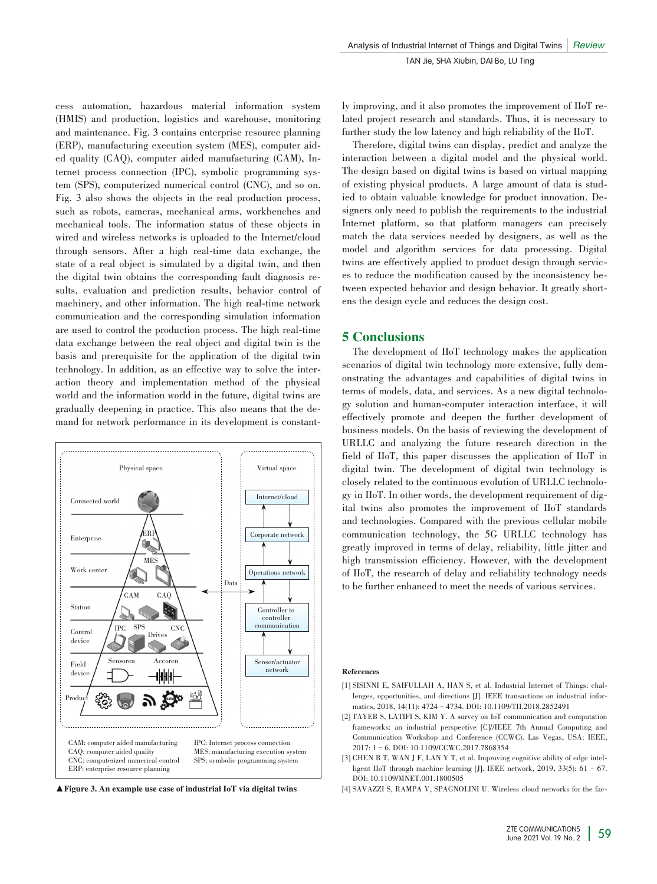cess automation, hazardous material information system (HMIS) and production, logistics and warehouse, monitoring and maintenance. Fig. 3 contains enterprise resource planning (ERP), manufacturing execution system (MES), computer aided quality (CAQ), computer aided manufacturing (CAM), Internet process connection (IPC), symbolic programming system (SPS), computerized numerical control (CNC), and so on. Fig. 3 also shows the objects in the real production process, such as robots, cameras, mechanical arms, workbenches and mechanical tools. The information status of these objects in wired and wireless networks is uploaded to the Internet/cloud through sensors. After a high real-time data exchange, the state of a real object is simulated by a digital twin, and then the digital twin obtains the corresponding fault diagnosis results, evaluation and prediction results, behavior control of machinery, and other information. The high real-time network communication and the corresponding simulation information are used to control the production process. The high real-time data exchange between the real object and digital twin is the basis and prerequisite for the application of the digital twin technology. In addition, as an effective way to solve the interaction theory and implementation method of the physical world and the information world in the future, digital twins are gradually deepening in practice. This also means that the demand for network performance in its development is constantly improving, and it also promotes the improvement of IIoT related project research and standards. Thus, it is necessary to further study the low latency and high reliability of the IIoT.

Physical space | Virtual space

Connected world | Internet/cloud
Enterprise — ERP | Corporate network
Work center — MES | Operations network
Station — CAM, CAQ | Data | Controller to controller communication
Control device — IPC, SPS, Drives, CNC | Sensor/actuator network
Field device — Sensoren, Accoren
Product

CAM: computer aided manufacturing
CAQ: computer aided quality
CNC: computerized numerical control
ERP: enterprise resource planning
IPC: Internet process connection
MES: manufacturing execution system
SPS: symbolic programming system

▲**Figure 3. An example use case of industrial IoT via digital twins**

Therefore, digital twins can display, predict and analyze the interaction between a digital model and the physical world. The design based on digital twins is based on virtual mapping of existing physical products. A large amount of data is studied to obtain valuable knowledge for product innovation. Designers only need to publish the requirements to the industrial Internet platform, so that platform managers can precisely match the data services needed by designers, as well as the model and algorithm services for data processing. Digital twins are effectively applied to product design through services to reduce the modification caused by the inconsistency between expected behavior and design behavior. It greatly shortens the design cycle and reduces the design cost.

## 5 Conclusions

The development of IIoT technology makes the application scenarios of digital twin technology more extensive, fully demonstrating the advantages and capabilities of digital twins in terms of models, data, and services. As a new digital technology solution and human-computer interaction interface, it will effectively promote and deepen the further development of business models. On the basis of reviewing the development of URLLC and analyzing the future research direction in the field of IIoT, this paper discusses the application of IIoT in digital twin. The development of digital twin technology is closely related to the continuous evolution of URLLC technology in IIoT. In other words, the development requirement of digital twins also promotes the improvement of IIoT standards and technologies. Compared with the previous cellular mobile communication technology, the 5G URLLC technology has greatly improved in terms of delay, reliability, little jitter and high transmission efficiency. However, with the development of IIoT, the research of delay and reliability technology needs to be further enhanced to meet the needs of various services.

**References**

[1] SISINNI E, SAIFULLAH A, HAN S, et al. Industrial Internet of Things: challenges, opportunities, and directions [J]. IEEE transactions on industrial informatics, 2018, 14(11): 4724–4734. DOI: 10.1109/TII.2018.2852491

[2] TAYEB S, LATIFI S, KIM Y. A survey on IoT communication and computation frameworks: an industrial perspective [C]//IEEE 7th Annual Computing and Communication Workshop and Conference (CCWC). Las Vegas, USA: IEEE, 2017: 1–6. DOI: 10.1109/CCWC.2017.7868354

[3] CHEN B T, WAN J F, LAN Y T, et al. Improving cognitive ability of edge intelligent IIoT through machine learning [J]. IEEE network, 2019, 33(5): 61–67. DOI: 10.1109/MNET.001.1800505

[4] SAVAZZI S, RAMPA V, SPAGNOLINI U. Wireless cloud networks for the fac-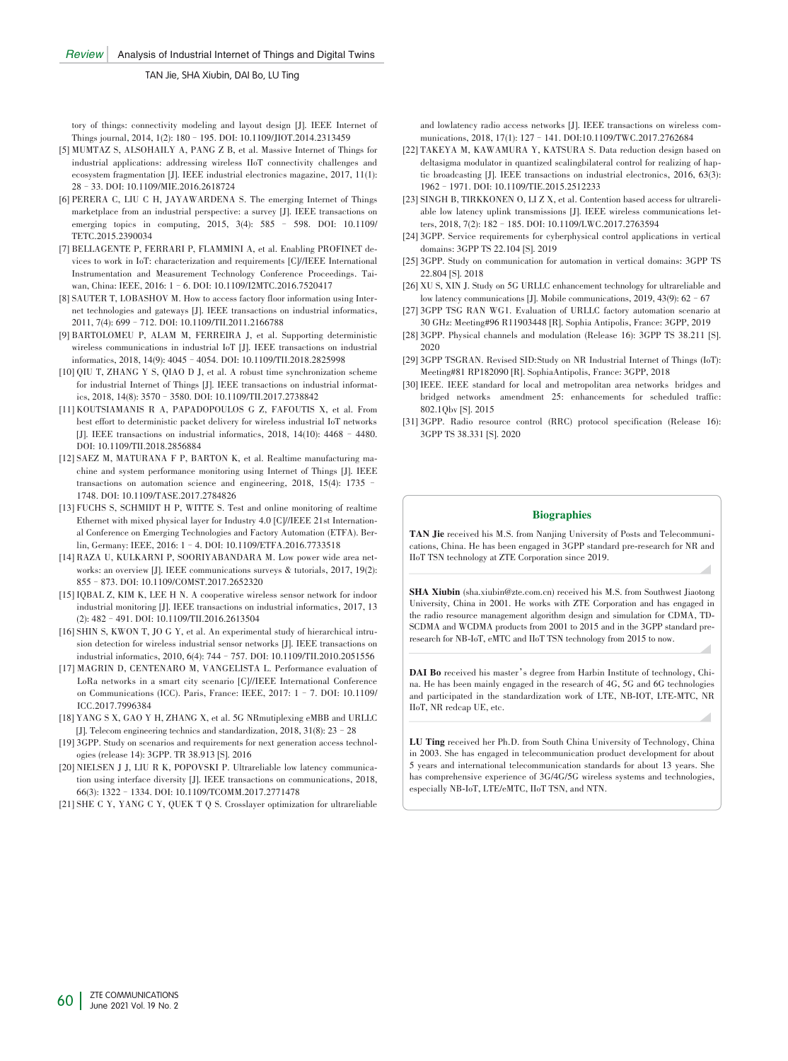tory of things: connectivity modeling and layout design [J]. IEEE Internet of Things journal, 2014, 1(2): 180 – 195. DOI: 10.1109/JIOT.2014.2313459

[5] MUMTAZ S, ALSOHAILY A, PANG Z B, et al. Massive Internet of Things for industrial applications: addressing wireless IIoT connectivity challenges and ecosystem fragmentation [J]. IEEE industrial electronics magazine, 2017, 11(1): 28 – 33. DOI: 10.1109/MIE.2016.2618724

[6] PERERA C, LIU C H, JAYAWARDENA S. The emerging Internet of Things marketplace from an industrial perspective: a survey [J]. IEEE transactions on emerging topics in computing, 2015, 3(4): 585 – 598. DOI: 10.1109/TETC.2015.2390034

[7] BELLAGENTE P, FERRARI P, FLAMMINI A, et al. Enabling PROFINET devices to work in IoT: characterization and requirements [C]//IEEE International Instrumentation and Measurement Technology Conference Proceedings. Taiwan, China: IEEE, 2016: 1 – 6. DOI: 10.1109/I2MTC.2016.7520417

[8] SAUTER T, LOBASHOV M. How to access factory floor information using Internet technologies and gateways [J]. IEEE transactions on industrial informatics, 2011, 7(4): 699 – 712. DOI: 10.1109/TII.2011.2166788

[9] BARTOLOMEU P, ALAM M, FERREIRA J, et al. Supporting deterministic wireless communications in industrial IoT [J]. IEEE transactions on industrial informatics, 2018, 14(9): 4045 – 4054. DOI: 10.1109/TII.2018.2825998

[10] QIU T, ZHANG Y S, QIAO D J, et al. A robust time synchronization scheme for industrial Internet of Things [J]. IEEE transactions on industrial informatics, 2018, 14(8): 3570 – 3580. DOI: 10.1109/TII.2017.2738842

[11] KOUTSIAMANIS R A, PAPADOPOULOS G Z, FAFOUTIS X, et al. From best effort to deterministic packet delivery for wireless industrial IoT networks [J]. IEEE transactions on industrial informatics, 2018, 14(10): 4468 – 4480. DOI: 10.1109/TII.2018.2856884

[12] SAEZ M, MATURANA F P, BARTON K, et al. Realtime manufacturing machine and system performance monitoring using Internet of Things [J]. IEEE transactions on automation science and engineering, 2018, 15(4): 1735 – 1748. DOI: 10.1109/TASE.2017.2784826

[13] FUCHS S, SCHMIDT H P, WITTE S. Test and online monitoring of realtime Ethernet with mixed physical layer for Industry 4.0 [C]//IEEE 21st International Conference on Emerging Technologies and Factory Automation (ETFA). Berlin, Germany: IEEE, 2016: 1 – 4. DOI: 10.1109/ETFA.2016.7733518

[14] RAZA U, KULKARNI P, SOORIYABANDARA M. Low power wide area networks: an overview [J]. IEEE communications surveys & tutorials, 2017, 19(2): 855 – 873. DOI: 10.1109/COMST.2017.2652320

[15] IQBAL Z, KIM K, LEE H N. A cooperative wireless sensor network for indoor industrial monitoring [J]. IEEE transactions on industrial informatics, 2017, 13 (2): 482 – 491. DOI: 10.1109/TII.2016.2613504

[16] SHIN S, KWON T, JO G Y, et al. An experimental study of hierarchical intrusion detection for wireless industrial sensor networks [J]. IEEE transactions on industrial informatics, 2010, 6(4): 744 – 757. DOI: 10.1109/TII.2010.2051556

[17] MAGRIN D, CENTENARO M, VANGELISTA L. Performance evaluation of LoRa networks in a smart city scenario [C]//IEEE International Conference on Communications (ICC). Paris, France: IEEE, 2017: 1 – 7. DOI: 10.1109/ICC.2017.7996384

[18] YANG S X, GAO Y H, ZHANG X, et al. 5G NRmutiplexing eMBB and URLLC [J]. Telecom engineering technics and standardization, 2018, 31(8): 23 – 28

[19] 3GPP. Study on scenarios and requirements for next generation access technologies (release 14): 3GPP. TR 38.913 [S]. 2016

[20] NIELSEN J J, LIU R K, POPOVSKI P. Ultrareliable low latency communication using interface diversity [J]. IEEE transactions on communications, 2018, 66(3): 1322 – 1334. DOI: 10.1109/TCOMM.2017.2771478

[21] SHE C Y, YANG C Y, QUEK T Q S. Crosslayer optimization for ultrareliable and lowlatency radio access networks [J]. IEEE transactions on wireless communications, 2018, 17(1): 127 – 141. DOI:10.1109/TWC.2017.2762684

[22] TAKEYA M, KAWAMURA Y, KATSURA S. Data reduction design based on deltasigma modulator in quantized scalingbilateral control for realizing of haptic broadcasting [J]. IEEE transactions on industrial electronics, 2016, 63(3): 1962 – 1971. DOI: 10.1109/TIE.2015.2512233

[23] SINGH B, TIRKKONEN O, LI Z X, et al. Contention based access for ultrareliable low latency uplink transmissions [J]. IEEE wireless communications letters, 2018, 7(2): 182 – 185. DOI: 10.1109/LWC.2017.2763594

[24] 3GPP. Service requirements for cyberphysical control applications in vertical domains: 3GPP TS 22.104 [S]. 2019

[25] 3GPP. Study on communication for automation in vertical domains: 3GPP TS 22.804 [S]. 2018

[26] XU S, XIN J. Study on 5G URLLC enhancement technology for ultrareliable and low latency communications [J]. Mobile communications, 2019, 43(9): 62 – 67

[27] 3GPP TSG RAN WG1. Evaluation of URLLC factory automation scenario at 30 GHz: Meeting#96 R11903448 [R]. Sophia Antipolis, France: 3GPP, 2019

[28] 3GPP. Physical channels and modulation (Release 16): 3GPP TS 38.211 [S]. 2020

[29] 3GPP TSGRAN. Revised SID:Study on NR Industrial Internet of Things (IoT): Meeting#81 RP182090 [R]. SophiaAntipolis, France: 3GPP, 2018

[30] IEEE. IEEE standard for local and metropolitan area networks bridges and bridged networks amendment 25: enhancements for scheduled traffic: 802.1Qbv [S]. 2015

[31] 3GPP. Radio resource control (RRC) protocol specification (Release 16): 3GPP TS 38.331 [S]. 2020

## Biographies

**TAN Jie** received his M.S. from Nanjing University of Posts and Telecommunications, China. He has been engaged in 3GPP standard pre-research for NR and IIoT TSN technology at ZTE Corporation since 2019.

**SHA Xiubin** (sha.xiubin@zte.com.cn) received his M.S. from Southwest Jiaotong University, China in 2001. He works with ZTE Corporation and has engaged in the radio resource management algorithm design and simulation for CDMA, TD-SCDMA and WCDMA products from 2001 to 2015 and in the 3GPP standard pre-research for NB-IoT, eMTC and IIoT TSN technology from 2015 to now.

**DAI Bo** received his master's degree from Harbin Institute of technology, China. He has been mainly engaged in the research of 4G, 5G and 6G technologies and participated in the standardization work of LTE, NB-IOT, LTE-MTC, NR IIoT, NR redcap UE, etc.

**LU Ting** received her Ph.D. from South China University of Technology, China in 2003. She has engaged in telecommunication product development for about 5 years and international telecommunication standards for about 13 years. She has comprehensive experience of 3G/4G/5G wireless systems and technologies, especially NB-IoT, LTE/eMTC, IIoT TSN, and NTN.